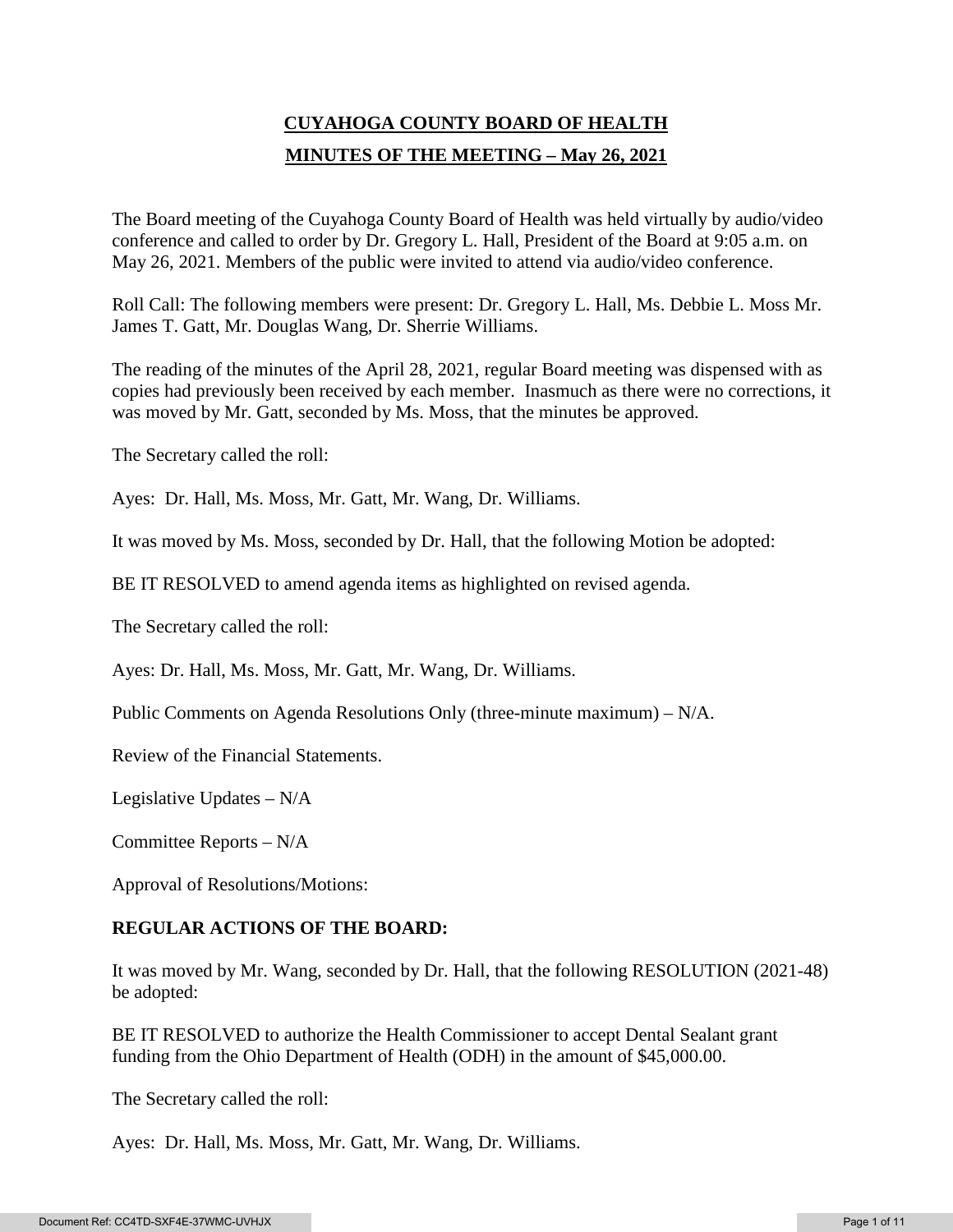# CUYAHOGA COUNTY BOARD OF HEALTH

## MINUTES OF THE MEETING – May 26, 2021

The Board meeting of the Cuyahoga County Board of Health was held virtually by audio/video conference and called to order by Dr. Gregory L. Hall, President of the Board at 9:05 a.m. on May 26, 2021. Members of the public were invited to attend via audio/video conference.

Roll Call: The following members were present: Dr. Gregory L. Hall, Ms. Debbie L. Moss Mr. James T. Gatt, Mr. Douglas Wang, Dr. Sherrie Williams.

The reading of the minutes of the April 28, 2021, regular Board meeting was dispensed with as copies had previously been received by each member. Inasmuch as there were no corrections, it was moved by Mr. Gatt, seconded by Ms. Moss, that the minutes be approved.

The Secretary called the roll:

Ayes: Dr. Hall, Ms. Moss, Mr. Gatt, Mr. Wang, Dr. Williams.

It was moved by Ms. Moss, seconded by Dr. Hall, that the following Motion be adopted:

BE IT RESOLVED to amend agenda items as highlighted on revised agenda.

The Secretary called the roll:

Ayes: Dr. Hall, Ms. Moss, Mr. Gatt, Mr. Wang, Dr. Williams.

Public Comments on Agenda Resolutions Only (three-minute maximum) – N/A.

Review of the Financial Statements.

Legislative Updates – N/A

Committee Reports – N/A

Approval of Resolutions/Motions:

**REGULAR ACTIONS OF THE BOARD:**

It was moved by Mr. Wang, seconded by Dr. Hall, that the following RESOLUTION (2021-48) be adopted:

BE IT RESOLVED to authorize the Health Commissioner to accept Dental Sealant grant funding from the Ohio Department of Health (ODH) in the amount of $45,000.00.

The Secretary called the roll:

Ayes: Dr. Hall, Ms. Moss, Mr. Gatt, Mr. Wang, Dr. Williams.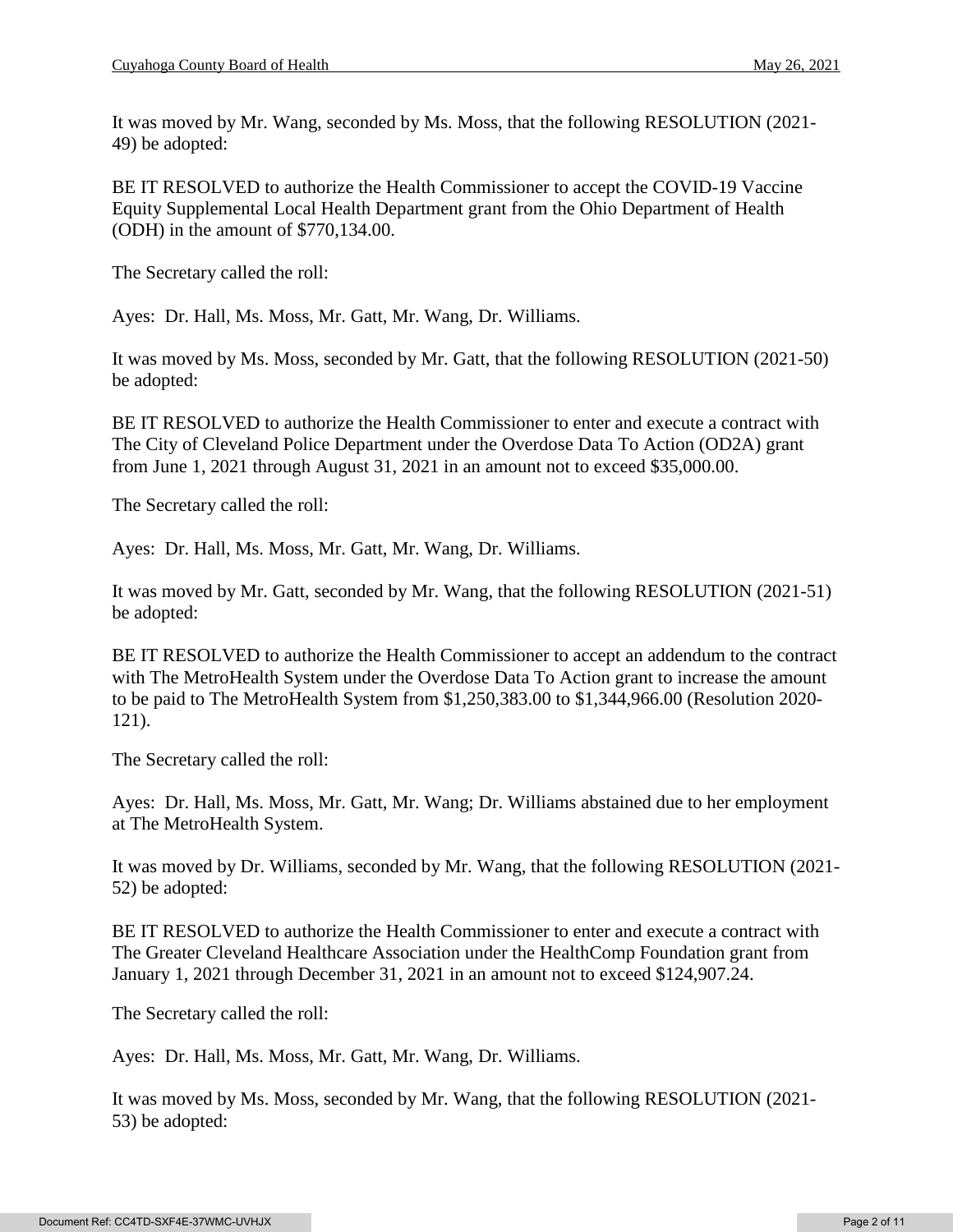It was moved by Mr. Wang, seconded by Ms. Moss, that the following RESOLUTION (2021-49) be adopted:

BE IT RESOLVED to authorize the Health Commissioner to accept the COVID-19 Vaccine Equity Supplemental Local Health Department grant from the Ohio Department of Health (ODH) in the amount of $770,134.00.

The Secretary called the roll:

Ayes: Dr. Hall, Ms. Moss, Mr. Gatt, Mr. Wang, Dr. Williams.

It was moved by Ms. Moss, seconded by Mr. Gatt, that the following RESOLUTION (2021-50) be adopted:

BE IT RESOLVED to authorize the Health Commissioner to enter and execute a contract with The City of Cleveland Police Department under the Overdose Data To Action (OD2A) grant from June 1, 2021 through August 31, 2021 in an amount not to exceed $35,000.00.

The Secretary called the roll:

Ayes: Dr. Hall, Ms. Moss, Mr. Gatt, Mr. Wang, Dr. Williams.

It was moved by Mr. Gatt, seconded by Mr. Wang, that the following RESOLUTION (2021-51) be adopted:

BE IT RESOLVED to authorize the Health Commissioner to accept an addendum to the contract with The MetroHealth System under the Overdose Data To Action grant to increase the amount to be paid to The MetroHealth System from $1,250,383.00 to $1,344,966.00 (Resolution 2020-121).

The Secretary called the roll:

Ayes: Dr. Hall, Ms. Moss, Mr. Gatt, Mr. Wang; Dr. Williams abstained due to her employment at The MetroHealth System.

It was moved by Dr. Williams, seconded by Mr. Wang, that the following RESOLUTION (2021-52) be adopted:

BE IT RESOLVED to authorize the Health Commissioner to enter and execute a contract with The Greater Cleveland Healthcare Association under the HealthComp Foundation grant from January 1, 2021 through December 31, 2021 in an amount not to exceed $124,907.24.

The Secretary called the roll:

Ayes: Dr. Hall, Ms. Moss, Mr. Gatt, Mr. Wang, Dr. Williams.

It was moved by Ms. Moss, seconded by Mr. Wang, that the following RESOLUTION (2021-53) be adopted: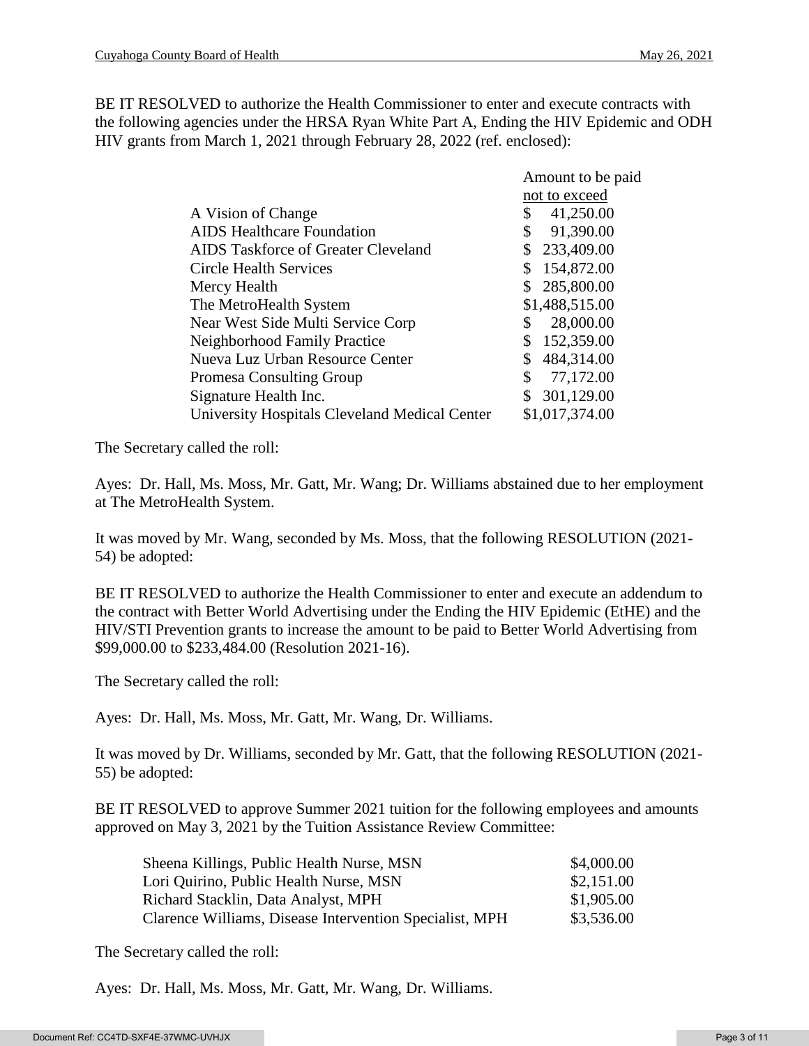BE IT RESOLVED to authorize the Health Commissioner to enter and execute contracts with the following agencies under the HRSA Ryan White Part A, Ending the HIV Epidemic and ODH HIV grants from March 1, 2021 through February 28, 2022 (ref. enclosed):

| | Amount to be paid not to exceed |
|---|---|
| A Vision of Change | $ 41,250.00 |
| AIDS Healthcare Foundation | $ 91,390.00 |
| AIDS Taskforce of Greater Cleveland | $ 233,409.00 |
| Circle Health Services | $ 154,872.00 |
| Mercy Health | $ 285,800.00 |
| The MetroHealth System | $1,488,515.00 |
| Near West Side Multi Service Corp | $ 28,000.00 |
| Neighborhood Family Practice | $ 152,359.00 |
| Nueva Luz Urban Resource Center | $ 484,314.00 |
| Promesa Consulting Group | $ 77,172.00 |
| Signature Health Inc. | $ 301,129.00 |
| University Hospitals Cleveland Medical Center | $1,017,374.00 |

The Secretary called the roll:

Ayes: Dr. Hall, Ms. Moss, Mr. Gatt, Mr. Wang; Dr. Williams abstained due to her employment at The MetroHealth System.

It was moved by Mr. Wang, seconded by Ms. Moss, that the following RESOLUTION (2021-54) be adopted:

BE IT RESOLVED to authorize the Health Commissioner to enter and execute an addendum to the contract with Better World Advertising under the Ending the HIV Epidemic (EtHE) and the HIV/STI Prevention grants to increase the amount to be paid to Better World Advertising from $99,000.00 to $233,484.00 (Resolution 2021-16).

The Secretary called the roll:

Ayes: Dr. Hall, Ms. Moss, Mr. Gatt, Mr. Wang, Dr. Williams.

It was moved by Dr. Williams, seconded by Mr. Gatt, that the following RESOLUTION (2021-55) be adopted:

BE IT RESOLVED to approve Summer 2021 tuition for the following employees and amounts approved on May 3, 2021 by the Tuition Assistance Review Committee:

| | |
|---|---|
| Sheena Killings, Public Health Nurse, MSN | $4,000.00 |
| Lori Quirino, Public Health Nurse, MSN | $2,151.00 |
| Richard Stacklin, Data Analyst, MPH | $1,905.00 |
| Clarence Williams, Disease Intervention Specialist, MPH | $3,536.00 |

The Secretary called the roll:

Ayes: Dr. Hall, Ms. Moss, Mr. Gatt, Mr. Wang, Dr. Williams.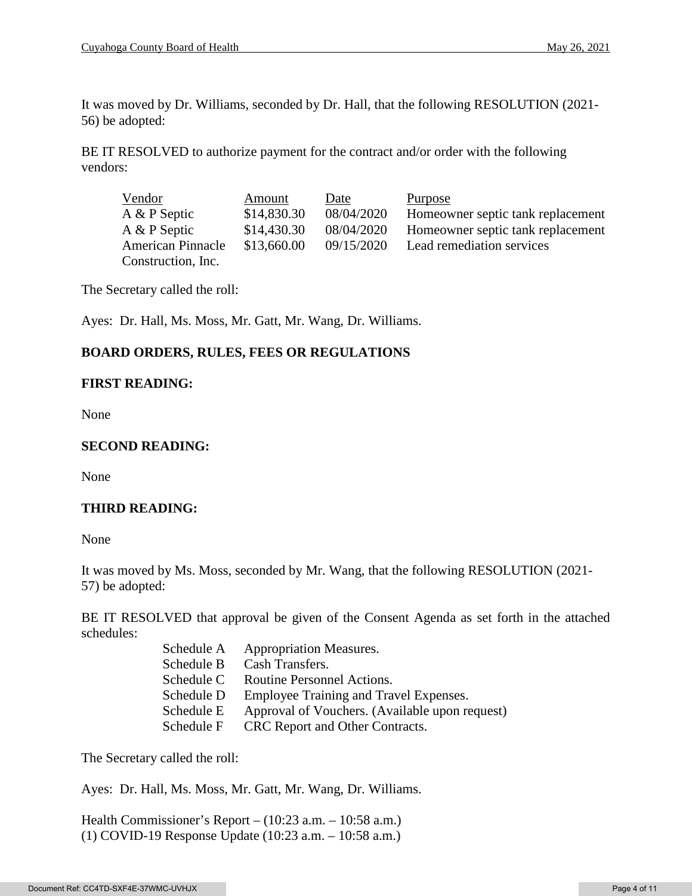It was moved by Dr. Williams, seconded by Dr. Hall, that the following RESOLUTION (2021-56) be adopted:

BE IT RESOLVED to authorize payment for the contract and/or order with the following vendors:

| Vendor | Amount | Date | Purpose |
|---|---|---|---|
| A & P Septic | $14,830.30 | 08/04/2020 | Homeowner septic tank replacement |
| A & P Septic | $14,430.30 | 08/04/2020 | Homeowner septic tank replacement |
| American Pinnacle Construction, Inc. | $13,660.00 | 09/15/2020 | Lead remediation services |

The Secretary called the roll:

Ayes: Dr. Hall, Ms. Moss, Mr. Gatt, Mr. Wang, Dr. Williams.

**BOARD ORDERS, RULES, FEES OR REGULATIONS**

**FIRST READING:**

None

**SECOND READING:**

None

**THIRD READING:**

None

It was moved by Ms. Moss, seconded by Mr. Wang, that the following RESOLUTION (2021-57) be adopted:

BE IT RESOLVED that approval be given of the Consent Agenda as set forth in the attached schedules:

- Schedule A Appropriation Measures.
- Schedule B Cash Transfers.
- Schedule C Routine Personnel Actions.
- Schedule D Employee Training and Travel Expenses.
- Schedule E Approval of Vouchers. (Available upon request)
- Schedule F CRC Report and Other Contracts.

The Secretary called the roll:

Ayes: Dr. Hall, Ms. Moss, Mr. Gatt, Mr. Wang, Dr. Williams.

Health Commissioner's Report – (10:23 a.m. – 10:58 a.m.)
(1) COVID-19 Response Update (10:23 a.m. – 10:58 a.m.)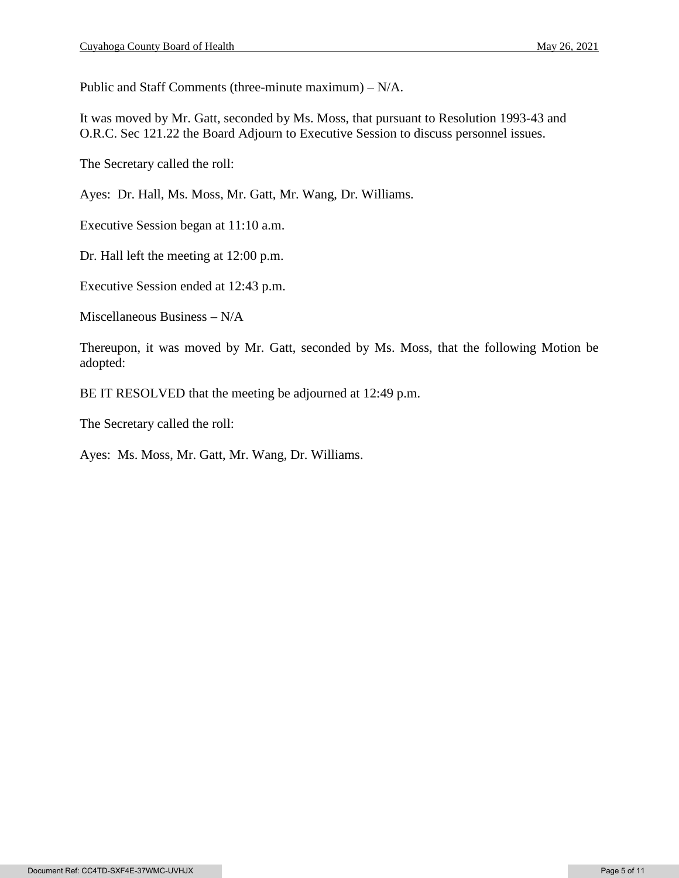Public and Staff Comments (three-minute maximum) – N/A.

It was moved by Mr. Gatt, seconded by Ms. Moss, that pursuant to Resolution 1993-43 and O.R.C. Sec 121.22 the Board Adjourn to Executive Session to discuss personnel issues.

The Secretary called the roll:

Ayes: Dr. Hall, Ms. Moss, Mr. Gatt, Mr. Wang, Dr. Williams.

Executive Session began at 11:10 a.m.

Dr. Hall left the meeting at 12:00 p.m.

Executive Session ended at 12:43 p.m.

Miscellaneous Business – N/A

Thereupon, it was moved by Mr. Gatt, seconded by Ms. Moss, that the following Motion be adopted:

BE IT RESOLVED that the meeting be adjourned at 12:49 p.m.

The Secretary called the roll:

Ayes: Ms. Moss, Mr. Gatt, Mr. Wang, Dr. Williams.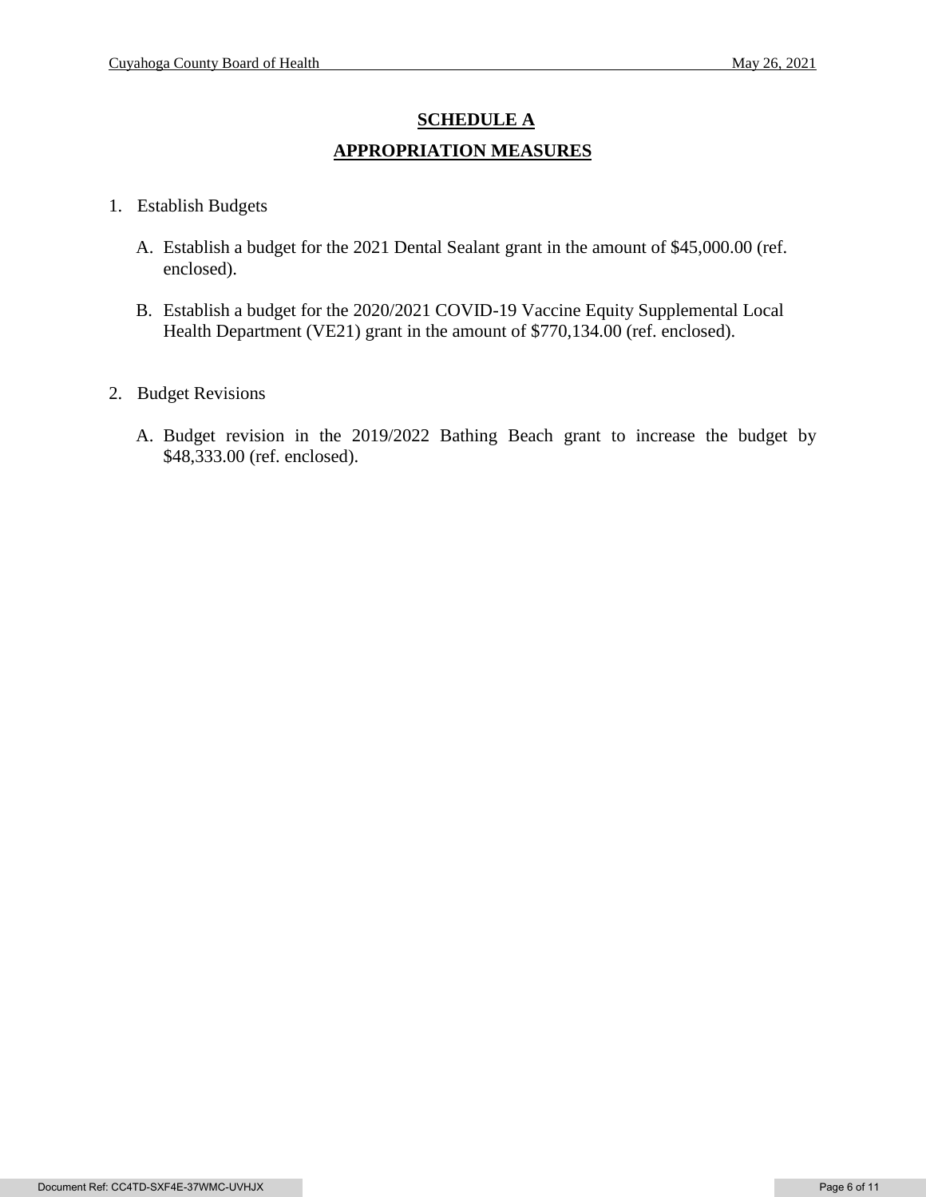## SCHEDULE A

## APPROPRIATION MEASURES

1. Establish Budgets

   A. Establish a budget for the 2021 Dental Sealant grant in the amount of $45,000.00 (ref. enclosed).

   B. Establish a budget for the 2020/2021 COVID-19 Vaccine Equity Supplemental Local Health Department (VE21) grant in the amount of $770,134.00 (ref. enclosed).

2. Budget Revisions

   A. Budget revision in the 2019/2022 Bathing Beach grant to increase the budget by $48,333.00 (ref. enclosed).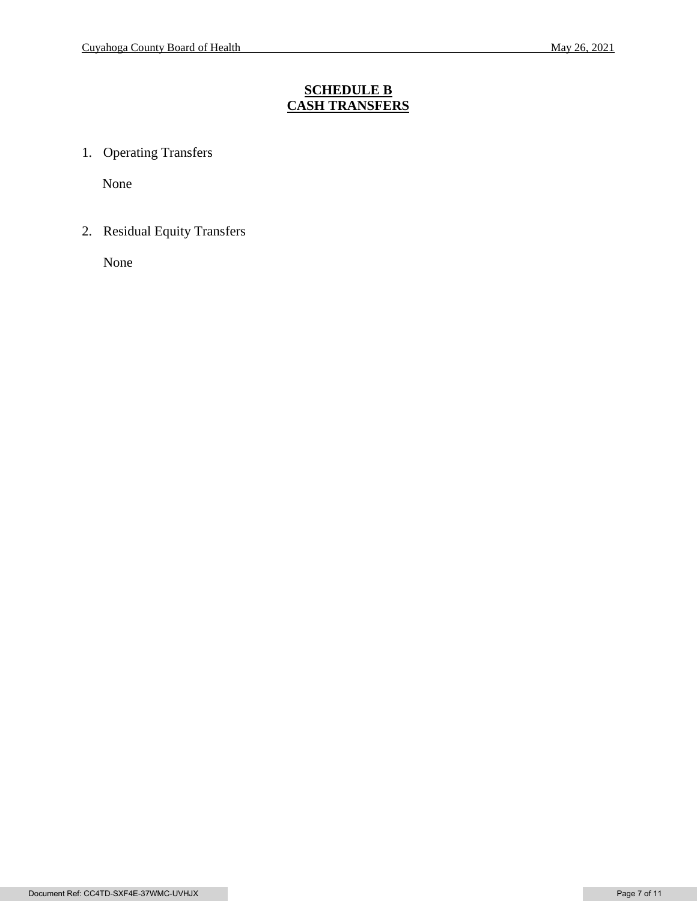# SCHEDULE B
# CASH TRANSFERS

1. Operating Transfers

   None

2. Residual Equity Transfers

   None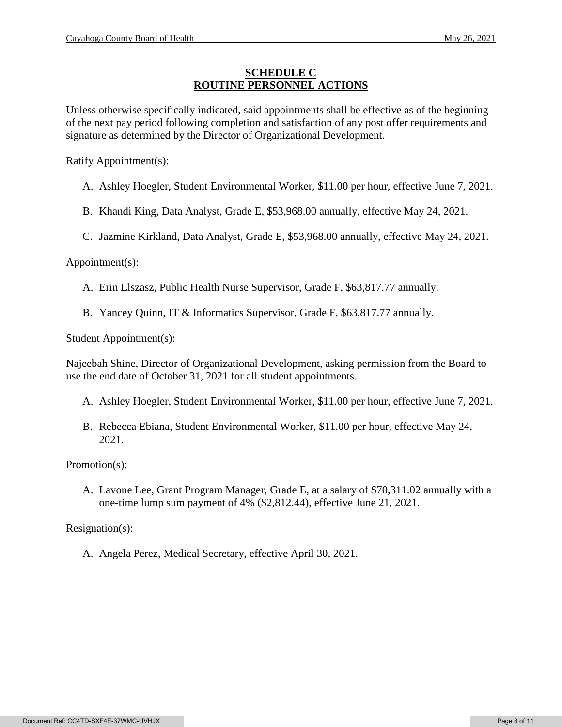## SCHEDULE C
## ROUTINE PERSONNEL ACTIONS

Unless otherwise specifically indicated, said appointments shall be effective as of the beginning of the next pay period following completion and satisfaction of any post offer requirements and signature as determined by the Director of Organizational Development.

Ratify Appointment(s):

A. Ashley Hoegler, Student Environmental Worker, $11.00 per hour, effective June 7, 2021.

B. Khandi King, Data Analyst, Grade E, $53,968.00 annually, effective May 24, 2021.

C. Jazmine Kirkland, Data Analyst, Grade E, $53,968.00 annually, effective May 24, 2021.

Appointment(s):

A. Erin Elszasz, Public Health Nurse Supervisor, Grade F, $63,817.77 annually.

B. Yancey Quinn, IT & Informatics Supervisor, Grade F, $63,817.77 annually.

Student Appointment(s):

Najeebah Shine, Director of Organizational Development, asking permission from the Board to use the end date of October 31, 2021 for all student appointments.

A. Ashley Hoegler, Student Environmental Worker, $11.00 per hour, effective June 7, 2021.

B. Rebecca Ebiana, Student Environmental Worker, $11.00 per hour, effective May 24, 2021.

Promotion(s):

A. Lavone Lee, Grant Program Manager, Grade E, at a salary of $70,311.02 annually with a one-time lump sum payment of 4% ($2,812.44), effective June 21, 2021.

Resignation(s):

A. Angela Perez, Medical Secretary, effective April 30, 2021.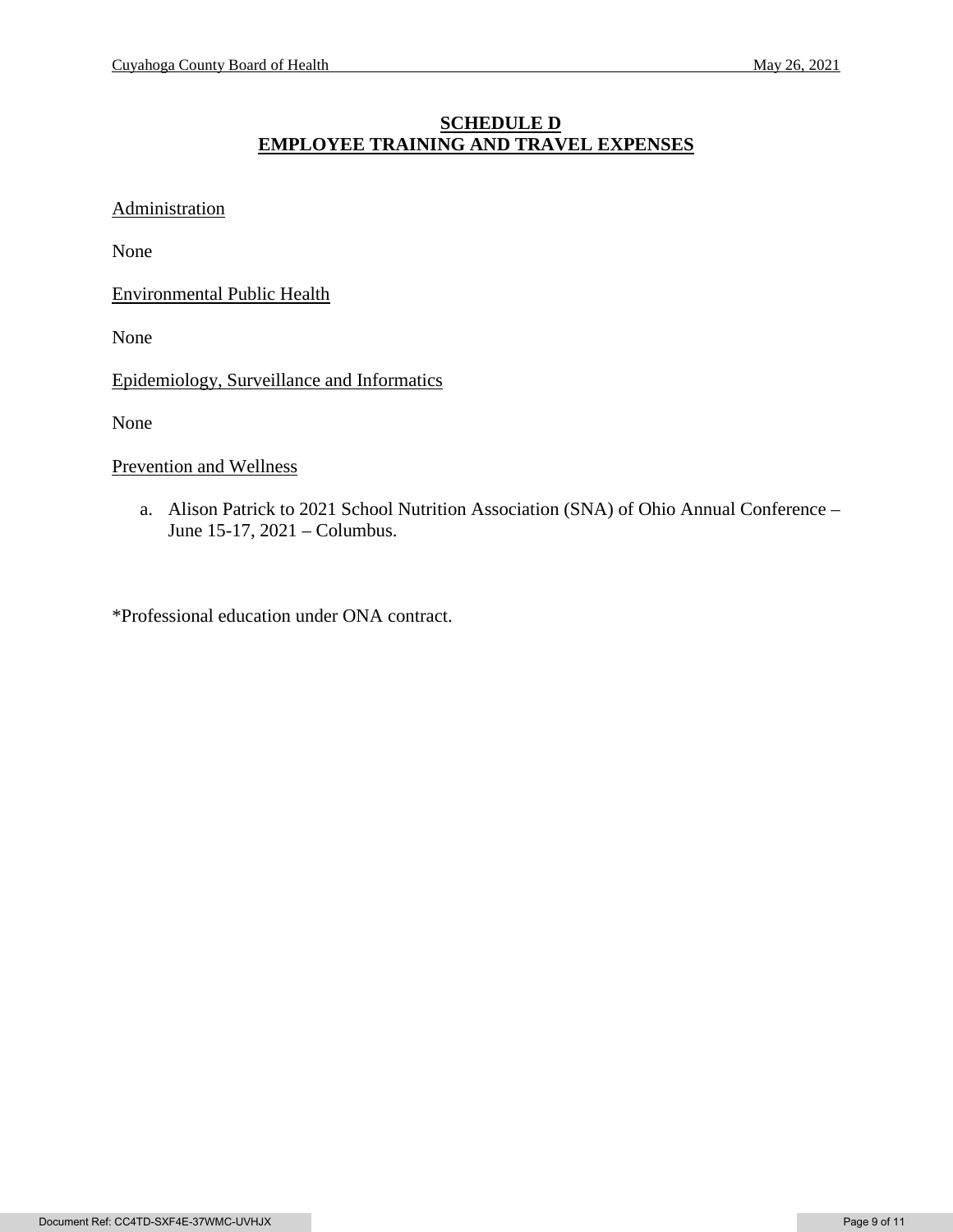# SCHEDULE D
# EMPLOYEE TRAINING AND TRAVEL EXPENSES

Administration

None

Environmental Public Health

None

Epidemiology, Surveillance and Informatics

None

Prevention and Wellness

a. Alison Patrick to 2021 School Nutrition Association (SNA) of Ohio Annual Conference – June 15-17, 2021 – Columbus.

*Professional education under ONA contract.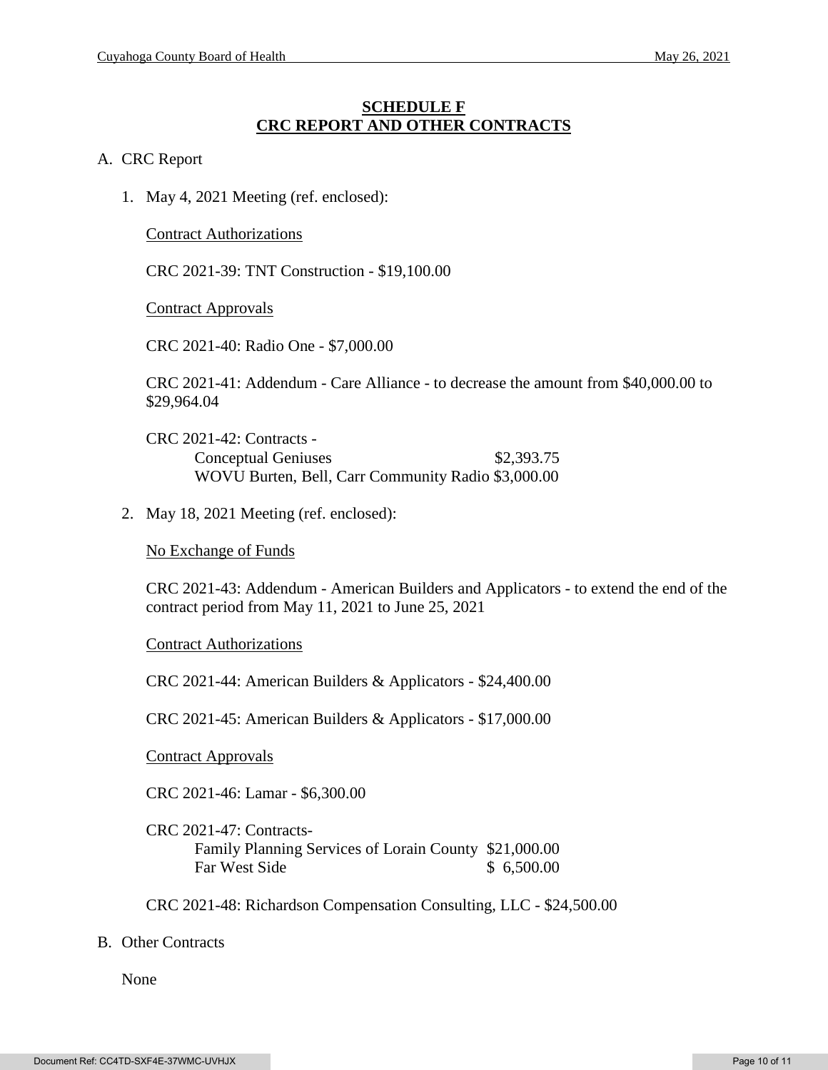## SCHEDULE F
## CRC REPORT AND OTHER CONTRACTS

A. CRC Report

1. May 4, 2021 Meeting (ref. enclosed):

   Contract Authorizations

   CRC 2021-39: TNT Construction - $19,100.00

   Contract Approvals

   CRC 2021-40: Radio One - $7,000.00

   CRC 2021-41: Addendum - Care Alliance - to decrease the amount from $40,000.00 to $29,964.04

   CRC 2021-42: Contracts -

   | | |
   |---|---|
   | Conceptual Geniuses | $2,393.75 |
   | WOVU Burten, Bell, Carr Community Radio | $3,000.00 |

2. May 18, 2021 Meeting (ref. enclosed):

   No Exchange of Funds

   CRC 2021-43: Addendum - American Builders and Applicators - to extend the end of the contract period from May 11, 2021 to June 25, 2021

   Contract Authorizations

   CRC 2021-44: American Builders & Applicators - $24,400.00

   CRC 2021-45: American Builders & Applicators - $17,000.00

   Contract Approvals

   CRC 2021-46: Lamar - $6,300.00

   CRC 2021-47: Contracts-

   | | |
   |---|---|
   | Family Planning Services of Lorain County | $21,000.00 |
   | Far West Side | $ 6,500.00 |

   CRC 2021-48: Richardson Compensation Consulting, LLC - $24,500.00

B. Other Contracts

   None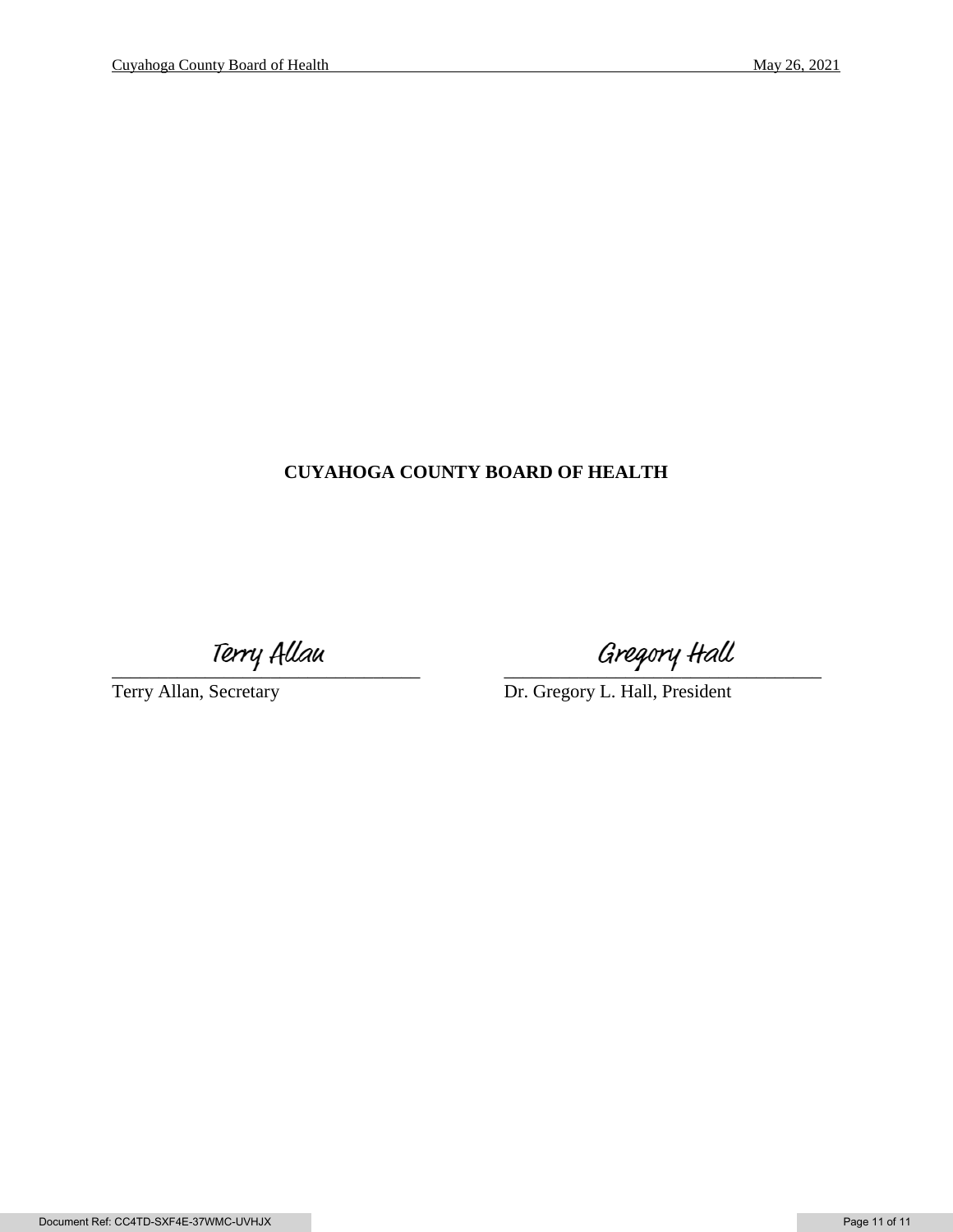**CUYAHOGA COUNTY BOARD OF HEALTH**

Terry Allan

Terry Allan, Secretary

Gregory Hall

Dr. Gregory L. Hall, President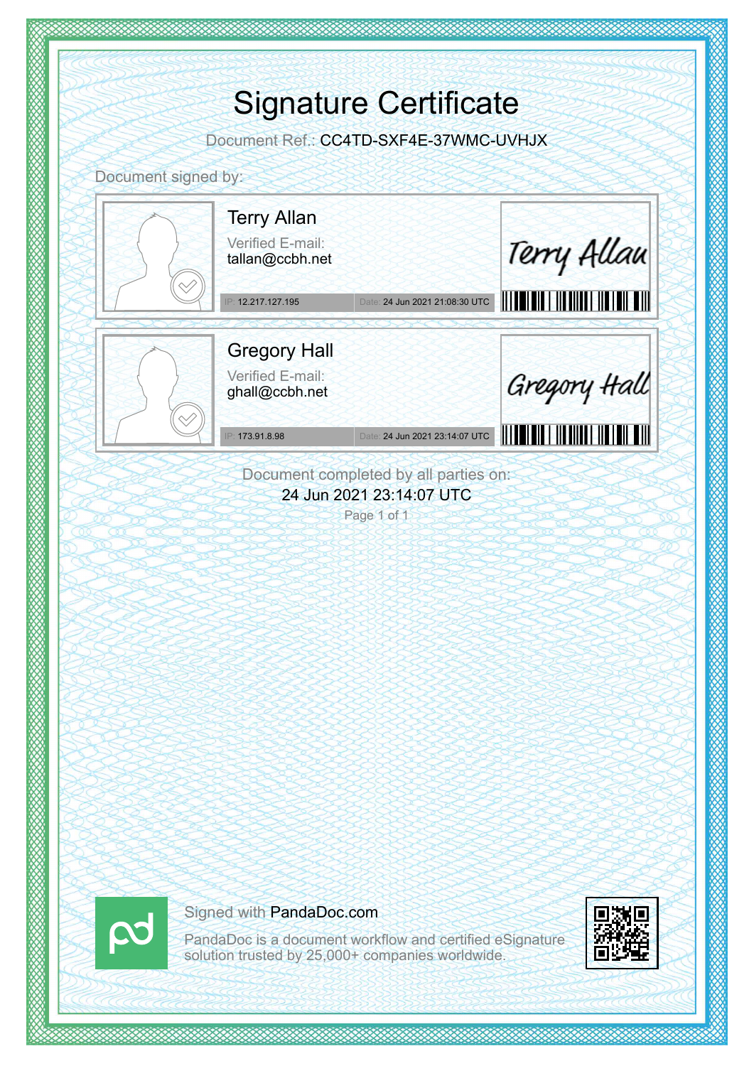# Signature Certificate

Document Ref.: CC4TD-SXF4E-37WMC-UVHJX

Document signed by:

**Terry Allan**

Verified E-mail:
tallan@ccbh.net

IP: 12.217.127.195 Date: 24 Jun 2021 21:08:30 UTC

**Gregory Hall**

Verified E-mail:
ghall@ccbh.net

IP: 173.91.8.98 Date: 24 Jun 2021 23:14:07 UTC

Document completed by all parties on:
24 Jun 2021 23:14:07 UTC

Signed with PandaDoc.com

PandaDoc is a document workflow and certified eSignature solution trusted by 25,000+ companies worldwide.